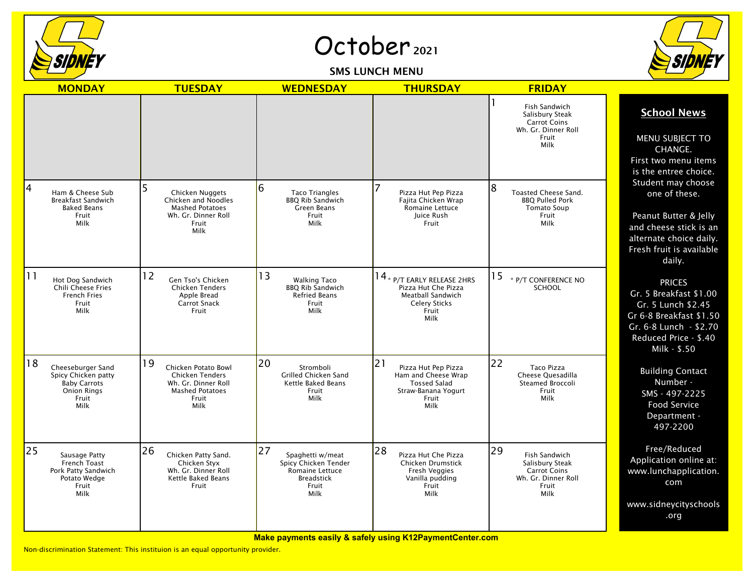# October 2021

## SMS LUNCH MENU

| MONDAY | TUESDAY | WEDNESDAY | THURSDAY | FRIDAY |
|---|---|---|---|---|
| | | | | 1<br>Fish Sandwich<br>Salisbury Steak<br>Carrot Coins<br>Wh. Gr. Dinner Roll<br>Fruit<br>Milk |
| 4<br>Ham & Cheese Sub<br>Breakfast Sandwich<br>Baked Beans<br>Fruit<br>Milk | 5<br>Chicken Nuggets<br>Chicken and Noodles<br>Mashed Potatoes<br>Wh. Gr. Dinner Roll<br>Fruit<br>Milk | 6<br>Taco Triangles<br>BBQ Rib Sandwich<br>Green Beans<br>Fruit<br>Milk | 7<br>Pizza Hut Pep Pizza<br>Fajita Chicken Wrap<br>Romaine Lettuce<br>Juice Rush<br>Fruit | 8<br>Toasted Cheese Sand.<br>BBQ Pulled Pork<br>Tomato Soup<br>Fruit<br>Milk |
| 11<br>Hot Dog Sandwich<br>Chili Cheese Fries<br>French Fries<br>Fruit<br>Milk | 12<br>Gen Tso's Chicken<br>Chicken Tenders<br>Apple Bread<br>Carrot Snack<br>Fruit | 13<br>Walking Taco<br>BBQ Rib Sandwich<br>Refried Beans<br>Fruit<br>Milk | 14<br>* P/T EARLY RELEASE 2HRS<br>Pizza Hut Che Pizza<br>Meatball Sandwich<br>Celery Sticks<br>Fruit<br>Milk | 15<br>* P/T CONFERENCE NO SCHOOL |
| 18<br>Cheeseburger Sand<br>Spicy Chicken patty<br>Baby Carrots<br>Onion Rings<br>Fruit<br>Milk | 19<br>Chicken Potato Bowl<br>Chicken Tenders<br>Wh. Gr. Dinner Roll<br>Mashed Potatoes<br>Fruit<br>Milk | 20<br>Stromboli<br>Grilled Chicken Sand<br>Kettle Baked Beans<br>Fruit<br>Milk | 21<br>Pizza Hut Pep Pizza<br>Ham and Cheese Wrap<br>Tossed Salad<br>Straw-Banana Yogurt<br>Fruit<br>Milk | 22<br>Taco Pizza<br>Cheese Quesadilla<br>Steamed Broccoli<br>Fruit<br>Milk |
| 25<br>Sausage Patty<br>French Toast<br>Pork Patty Sandwich<br>Potato Wedge<br>Fruit<br>Milk | 26<br>Chicken Patty Sand.<br>Chicken Styx<br>Wh. Gr. Dinner Roll<br>Kettle Baked Beans<br>Fruit | 27<br>Spaghetti w/meat<br>Spicy Chicken Tender<br>Romaine Lettuce<br>Breadstick<br>Fruit<br>Milk | 28<br>Pizza Hut Che Pizza<br>Chicken Drumstick<br>Fresh Veggies<br>Vanilla pudding<br>Fruit<br>Milk | 29<br>Fish Sandwich<br>Salisbury Steak<br>Carrot Coins<br>Wh. Gr. Dinner Roll<br>Fruit<br>Milk |

## School News

MENU SUBJECT TO CHANGE.
First two menu items is the entree choice. Student may choose one of these.

Peanut Butter & Jelly and cheese stick is an alternate choice daily. Fresh fruit is available daily.

PRICES
Gr. 5 Breakfast $1.00
Gr. 5 Lunch $2.45
Gr 6-8 Breakfast $1.50
Gr. 6-8 Lunch - $2.70
Reduced Price - $.40
Milk - $.50

Building Contact Number -
SMS - 497-2225
Food Service Department - 497-2200

Free/Reduced Application online at: www.lunchapplication.com

www.sidneycityschools.org

**Make payments easily & safely using K12PaymentCenter.com**

Non-discrimination Statement: This instituion is an equal opportunity provider.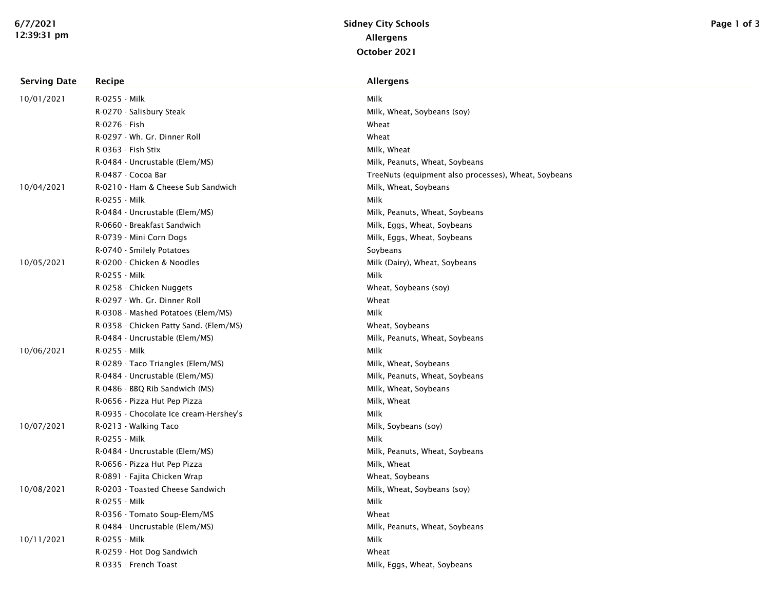# Sidney City Schools

## Allergens

### October 2021

| Serving Date | Recipe | Allergens |
|---|---|---|
| 10/01/2021 | R-0255 - Milk | Milk |
| | R-0270 - Salisbury Steak | Milk, Wheat, Soybeans (soy) |
| | R-0276 - Fish | Wheat |
| | R-0297 - Wh. Gr. Dinner Roll | Wheat |
| | R-0363 - Fish Stix | Milk, Wheat |
| | R-0484 - Uncrustable (Elem/MS) | Milk, Peanuts, Wheat, Soybeans |
| | R-0487 - Cocoa Bar | TreeNuts (equipment also processes), Wheat, Soybeans |
| 10/04/2021 | R-0210 - Ham & Cheese Sub Sandwich | Milk, Wheat, Soybeans |
| | R-0255 - Milk | Milk |
| | R-0484 - Uncrustable (Elem/MS) | Milk, Peanuts, Wheat, Soybeans |
| | R-0660 - Breakfast Sandwich | Milk, Eggs, Wheat, Soybeans |
| | R-0739 - Mini Corn Dogs | Milk, Eggs, Wheat, Soybeans |
| | R-0740 - Smilely Potatoes | Soybeans |
| 10/05/2021 | R-0200 - Chicken & Noodles | Milk (Dairy), Wheat, Soybeans |
| | R-0255 - Milk | Milk |
| | R-0258 - Chicken Nuggets | Wheat, Soybeans (soy) |
| | R-0297 - Wh. Gr. Dinner Roll | Wheat |
| | R-0308 - Mashed Potatoes (Elem/MS) | Milk |
| | R-0358 - Chicken Patty Sand. (Elem/MS) | Wheat, Soybeans |
| | R-0484 - Uncrustable (Elem/MS) | Milk, Peanuts, Wheat, Soybeans |
| 10/06/2021 | R-0255 - Milk | Milk |
| | R-0289 - Taco Triangles (Elem/MS) | Milk, Wheat, Soybeans |
| | R-0484 - Uncrustable (Elem/MS) | Milk, Peanuts, Wheat, Soybeans |
| | R-0486 - BBQ Rib Sandwich (MS) | Milk, Wheat, Soybeans |
| | R-0656 - Pizza Hut Pep Pizza | Milk, Wheat |
| | R-0935 - Chocolate Ice cream-Hershey's | Milk |
| 10/07/2021 | R-0213 - Walking Taco | Milk, Soybeans (soy) |
| | R-0255 - Milk | Milk |
| | R-0484 - Uncrustable (Elem/MS) | Milk, Peanuts, Wheat, Soybeans |
| | R-0656 - Pizza Hut Pep Pizza | Milk, Wheat |
| | R-0891 - Fajita Chicken Wrap | Wheat, Soybeans |
| 10/08/2021 | R-0203 - Toasted Cheese Sandwich | Milk, Wheat, Soybeans (soy) |
| | R-0255 - Milk | Milk |
| | R-0356 - Tomato Soup-Elem/MS | Wheat |
| | R-0484 - Uncrustable (Elem/MS) | Milk, Peanuts, Wheat, Soybeans |
| 10/11/2021 | R-0255 - Milk | Milk |
| | R-0259 - Hot Dog Sandwich | Wheat |
| | R-0335 - French Toast | Milk, Eggs, Wheat, Soybeans |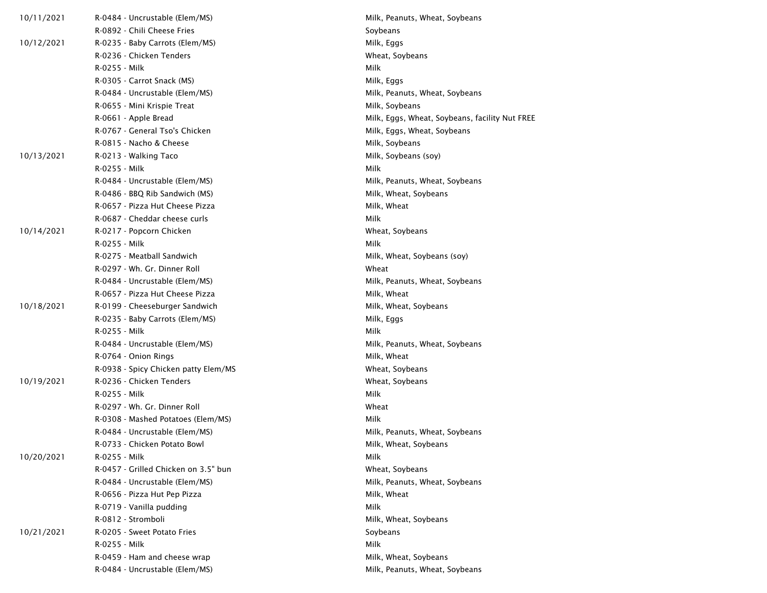| | | |
|---|---|---|
| 10/11/2021 | R-0484 - Uncrustable (Elem/MS) | Milk, Peanuts, Wheat, Soybeans |
| | R-0892 - Chili Cheese Fries | Soybeans |
| 10/12/2021 | R-0235 - Baby Carrots (Elem/MS) | Milk, Eggs |
| | R-0236 - Chicken Tenders | Wheat, Soybeans |
| | R-0255 - Milk | Milk |
| | R-0305 - Carrot Snack (MS) | Milk, Eggs |
| | R-0484 - Uncrustable (Elem/MS) | Milk, Peanuts, Wheat, Soybeans |
| | R-0655 - Mini Krispie Treat | Milk, Soybeans |
| | R-0661 - Apple Bread | Milk, Eggs, Wheat, Soybeans, facility Nut FREE |
| | R-0767 - General Tso's Chicken | Milk, Eggs, Wheat, Soybeans |
| | R-0815 - Nacho & Cheese | Milk, Soybeans |
| 10/13/2021 | R-0213 - Walking Taco | Milk, Soybeans (soy) |
| | R-0255 - Milk | Milk |
| | R-0484 - Uncrustable (Elem/MS) | Milk, Peanuts, Wheat, Soybeans |
| | R-0486 - BBQ Rib Sandwich (MS) | Milk, Wheat, Soybeans |
| | R-0657 - Pizza Hut Cheese Pizza | Milk, Wheat |
| | R-0687 - Cheddar cheese curls | Milk |
| 10/14/2021 | R-0217 - Popcorn Chicken | Wheat, Soybeans |
| | R-0255 - Milk | Milk |
| | R-0275 - Meatball Sandwich | Milk, Wheat, Soybeans (soy) |
| | R-0297 - Wh. Gr. Dinner Roll | Wheat |
| | R-0484 - Uncrustable (Elem/MS) | Milk, Peanuts, Wheat, Soybeans |
| | R-0657 - Pizza Hut Cheese Pizza | Milk, Wheat |
| 10/18/2021 | R-0199 - Cheeseburger Sandwich | Milk, Wheat, Soybeans |
| | R-0235 - Baby Carrots (Elem/MS) | Milk, Eggs |
| | R-0255 - Milk | Milk |
| | R-0484 - Uncrustable (Elem/MS) | Milk, Peanuts, Wheat, Soybeans |
| | R-0764 - Onion Rings | Milk, Wheat |
| | R-0938 - Spicy Chicken patty Elem/MS | Wheat, Soybeans |
| 10/19/2021 | R-0236 - Chicken Tenders | Wheat, Soybeans |
| | R-0255 - Milk | Milk |
| | R-0297 - Wh. Gr. Dinner Roll | Wheat |
| | R-0308 - Mashed Potatoes (Elem/MS) | Milk |
| | R-0484 - Uncrustable (Elem/MS) | Milk, Peanuts, Wheat, Soybeans |
| | R-0733 - Chicken Potato Bowl | Milk, Wheat, Soybeans |
| 10/20/2021 | R-0255 - Milk | Milk |
| | R-0457 - Grilled Chicken on 3.5" bun | Wheat, Soybeans |
| | R-0484 - Uncrustable (Elem/MS) | Milk, Peanuts, Wheat, Soybeans |
| | R-0656 - Pizza Hut Pep Pizza | Milk, Wheat |
| | R-0719 - Vanilla pudding | Milk |
| | R-0812 - Stromboli | Milk, Wheat, Soybeans |
| 10/21/2021 | R-0205 - Sweet Potato Fries | Soybeans |
| | R-0255 - Milk | Milk |
| | R-0459 - Ham and cheese wrap | Milk, Wheat, Soybeans |
| | R-0484 - Uncrustable (Elem/MS) | Milk, Peanuts, Wheat, Soybeans |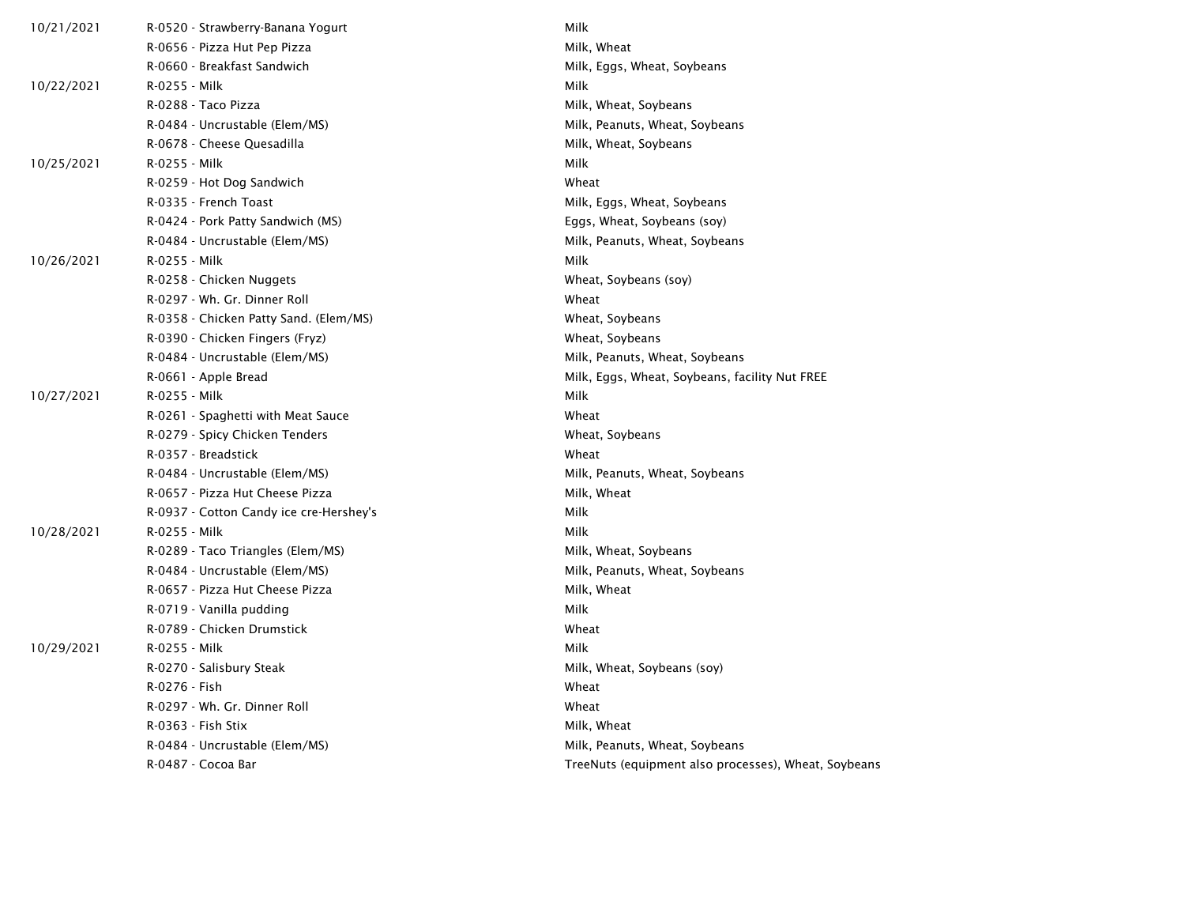| | | |
|---|---|---|
| 10/21/2021 | R-0520 - Strawberry-Banana Yogurt | Milk |
| | R-0656 - Pizza Hut Pep Pizza | Milk, Wheat |
| | R-0660 - Breakfast Sandwich | Milk, Eggs, Wheat, Soybeans |
| 10/22/2021 | R-0255 - Milk | Milk |
| | R-0288 - Taco Pizza | Milk, Wheat, Soybeans |
| | R-0484 - Uncrustable (Elem/MS) | Milk, Peanuts, Wheat, Soybeans |
| | R-0678 - Cheese Quesadilla | Milk, Wheat, Soybeans |
| 10/25/2021 | R-0255 - Milk | Milk |
| | R-0259 - Hot Dog Sandwich | Wheat |
| | R-0335 - French Toast | Milk, Eggs, Wheat, Soybeans |
| | R-0424 - Pork Patty Sandwich (MS) | Eggs, Wheat, Soybeans (soy) |
| | R-0484 - Uncrustable (Elem/MS) | Milk, Peanuts, Wheat, Soybeans |
| 10/26/2021 | R-0255 - Milk | Milk |
| | R-0258 - Chicken Nuggets | Wheat, Soybeans (soy) |
| | R-0297 - Wh. Gr. Dinner Roll | Wheat |
| | R-0358 - Chicken Patty Sand. (Elem/MS) | Wheat, Soybeans |
| | R-0390 - Chicken Fingers (Fryz) | Wheat, Soybeans |
| | R-0484 - Uncrustable (Elem/MS) | Milk, Peanuts, Wheat, Soybeans |
| | R-0661 - Apple Bread | Milk, Eggs, Wheat, Soybeans, facility Nut FREE |
| 10/27/2021 | R-0255 - Milk | Milk |
| | R-0261 - Spaghetti with Meat Sauce | Wheat |
| | R-0279 - Spicy Chicken Tenders | Wheat, Soybeans |
| | R-0357 - Breadstick | Wheat |
| | R-0484 - Uncrustable (Elem/MS) | Milk, Peanuts, Wheat, Soybeans |
| | R-0657 - Pizza Hut Cheese Pizza | Milk, Wheat |
| | R-0937 - Cotton Candy ice cre-Hershey's | Milk |
| 10/28/2021 | R-0255 - Milk | Milk |
| | R-0289 - Taco Triangles (Elem/MS) | Milk, Wheat, Soybeans |
| | R-0484 - Uncrustable (Elem/MS) | Milk, Peanuts, Wheat, Soybeans |
| | R-0657 - Pizza Hut Cheese Pizza | Milk, Wheat |
| | R-0719 - Vanilla pudding | Milk |
| | R-0789 - Chicken Drumstick | Wheat |
| 10/29/2021 | R-0255 - Milk | Milk |
| | R-0270 - Salisbury Steak | Milk, Wheat, Soybeans (soy) |
| | R-0276 - Fish | Wheat |
| | R-0297 - Wh. Gr. Dinner Roll | Wheat |
| | R-0363 - Fish Stix | Milk, Wheat |
| | R-0484 - Uncrustable (Elem/MS) | Milk, Peanuts, Wheat, Soybeans |
| | R-0487 - Cocoa Bar | TreeNuts (equipment also processes), Wheat, Soybeans |